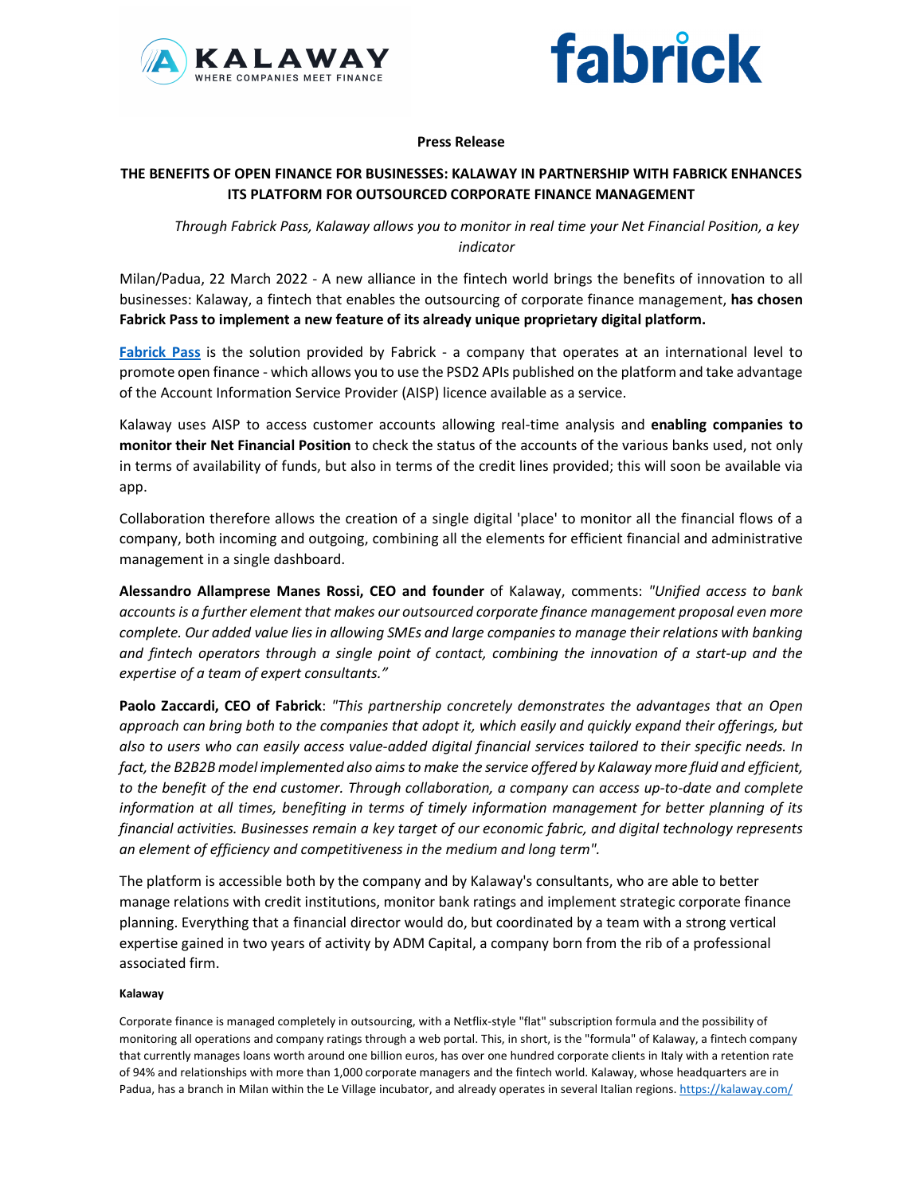**Press Release**

**THE BENEFITS OF OPEN FINANCE FOR BUSINESSES: KALAWAY IN PARTNERSHIP WITH FABRICK ENHANCES ITS PLATFORM FOR OUTSOURCED CORPORATE FINANCE MANAGEMENT**

*Through Fabrick Pass, Kalaway allows you to monitor in real time your Net Financial Position, a key indicator*

Milan/Padua, 22 March 2022 - A new alliance in the fintech world brings the benefits of innovation to all businesses: Kalaway, a fintech that enables the outsourcing of corporate finance management, **has chosen Fabrick Pass to implement a new feature of its already unique proprietary digital platform.**

**Fabrick Pass** is the solution provided by Fabrick - a company that operates at an international level to promote open finance - which allows you to use the PSD2 APIs published on the platform and take advantage of the Account Information Service Provider (AISP) licence available as a service.

Kalaway uses AISP to access customer accounts allowing real-time analysis and **enabling companies to monitor their Net Financial Position** to check the status of the accounts of the various banks used, not only in terms of availability of funds, but also in terms of the credit lines provided; this will soon be available via app.

Collaboration therefore allows the creation of a single digital 'place' to monitor all the financial flows of a company, both incoming and outgoing, combining all the elements for efficient financial and administrative management in a single dashboard.

**Alessandro Allamprese Manes Rossi, CEO and founder** of Kalaway, comments: *"Unified access to bank accounts is a further element that makes our outsourced corporate finance management proposal even more complete. Our added value lies in allowing SMEs and large companies to manage their relations with banking and fintech operators through a single point of contact, combining the innovation of a start-up and the expertise of a team of expert consultants."*

**Paolo Zaccardi, CEO of Fabrick**: *"This partnership concretely demonstrates the advantages that an Open approach can bring both to the companies that adopt it, which easily and quickly expand their offerings, but also to users who can easily access value-added digital financial services tailored to their specific needs. In fact, the B2B2B model implemented also aims to make the service offered by Kalaway more fluid and efficient, to the benefit of the end customer. Through collaboration, a company can access up-to-date and complete information at all times, benefiting in terms of timely information management for better planning of its financial activities. Businesses remain a key target of our economic fabric, and digital technology represents an element of efficiency and competitiveness in the medium and long term".*

The platform is accessible both by the company and by Kalaway's consultants, who are able to better manage relations with credit institutions, monitor bank ratings and implement strategic corporate finance planning. Everything that a financial director would do, but coordinated by a team with a strong vertical expertise gained in two years of activity by ADM Capital, a company born from the rib of a professional associated firm.

**Kalaway**

Corporate finance is managed completely in outsourcing, with a Netflix-style "flat" subscription formula and the possibility of monitoring all operations and company ratings through a web portal. This, in short, is the "formula" of Kalaway, a fintech company that currently manages loans worth around one billion euros, has over one hundred corporate clients in Italy with a retention rate of 94% and relationships with more than 1,000 corporate managers and the fintech world. Kalaway, whose headquarters are in Padua, has a branch in Milan within the Le Village incubator, and already operates in several Italian regions. https://kalaway.com/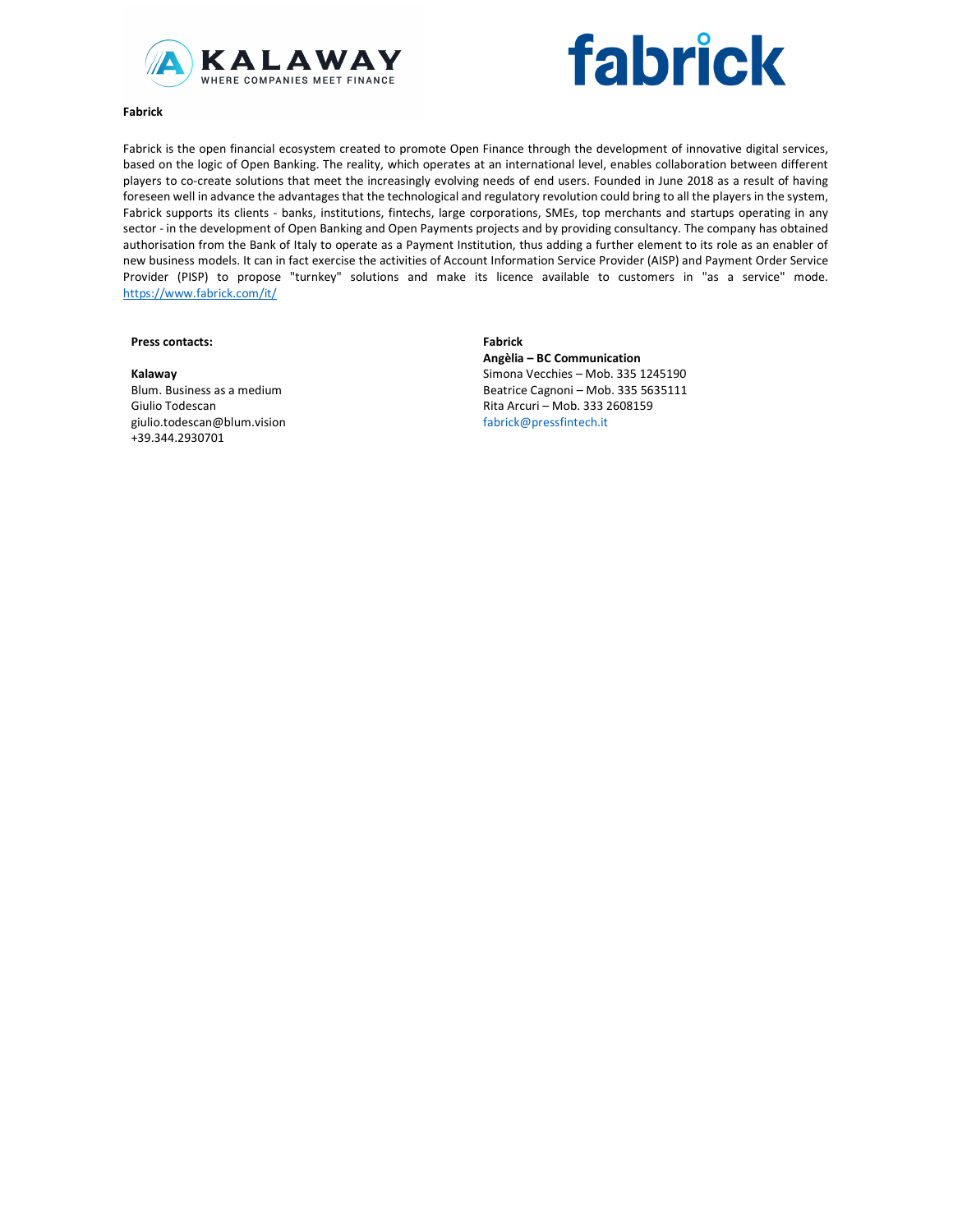**Fabrick**

Fabrick is the open financial ecosystem created to promote Open Finance through the development of innovative digital services, based on the logic of Open Banking. The reality, which operates at an international level, enables collaboration between different players to co-create solutions that meet the increasingly evolving needs of end users. Founded in June 2018 as a result of having foreseen well in advance the advantages that the technological and regulatory revolution could bring to all the players in the system, Fabrick supports its clients - banks, institutions, fintechs, large corporations, SMEs, top merchants and startups operating in any sector - in the development of Open Banking and Open Payments projects and by providing consultancy. The company has obtained authorisation from the Bank of Italy to operate as a Payment Institution, thus adding a further element to its role as an enabler of new business models. It can in fact exercise the activities of Account Information Service Provider (AISP) and Payment Order Service Provider (PISP) to propose "turnkey" solutions and make its licence available to customers in "as a service" mode. https://www.fabrick.com/it/

**Press contacts:**

**Kalaway**
Blum. Business as a medium
Giulio Todescan
giulio.todescan@blum.vision
+39.344.2930701

**Fabrick**
**Angèlia – BC Communication**
Simona Vecchies – Mob. 335 1245190
Beatrice Cagnoni – Mob. 335 5635111
Rita Arcuri – Mob. 333 2608159
fabrick@pressfintech.it